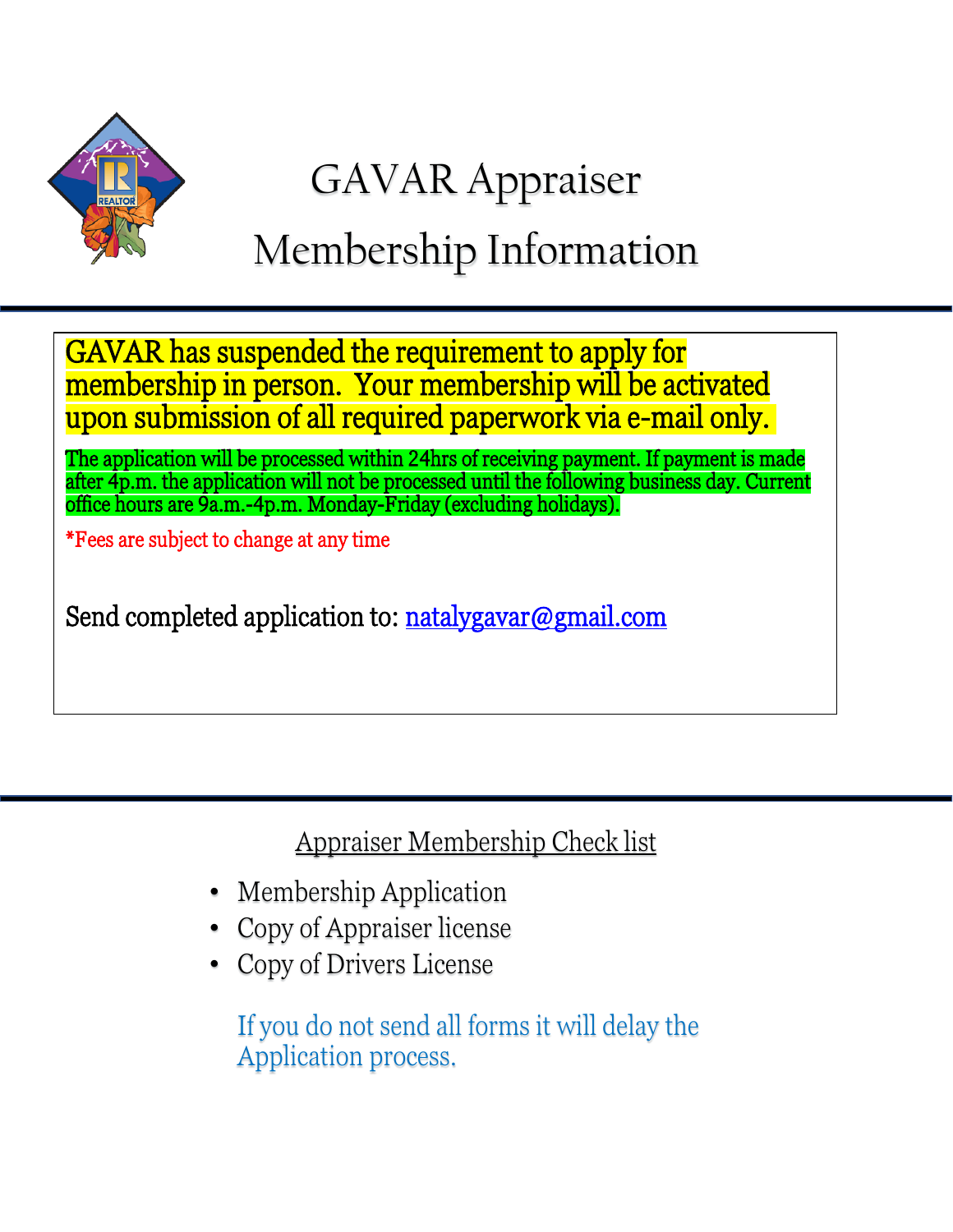# GAVAR Appraiser Membership Information

**GAVAR has suspended the requirement to apply for membership in person. Your membership will be activated upon submission of all required paperwork via e-mail only.**

The application will be processed within 24hrs of receiving payment. If payment is made after 4p.m. the application will not be processed until the following business day. Current office hours are 9a.m.-4p.m. Monday-Friday (excluding holidays).

*Fees are subject to change at any time

Send completed application to: natalygavar@gmail.com

## Appraiser Membership Check list

- Membership Application
- Copy of Appraiser license
- Copy of Drivers License

If you do not send all forms it will delay the Application process.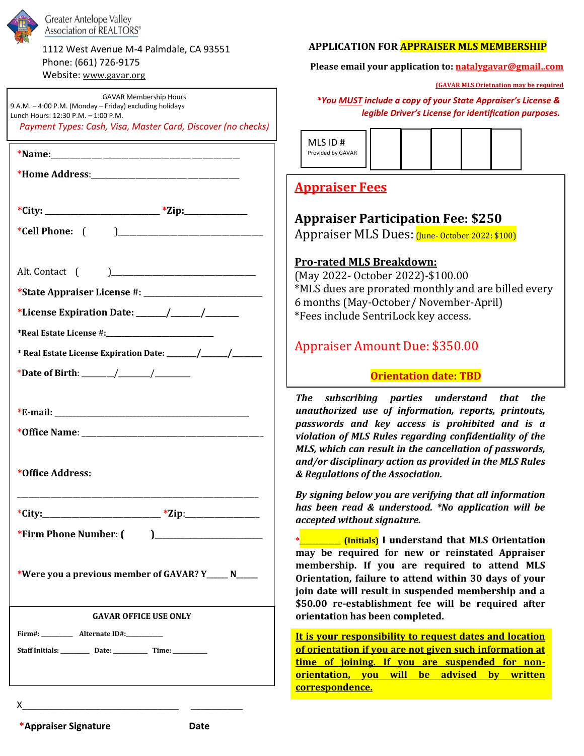Greater Antelope Valley Association of REALTORS®

1112 West Avenue M-4 Palmdale, CA 93551
Phone: (661) 726-9175
Website: www.gavar.org

GAVAR Membership Hours
9 A.M. – 4:00 P.M. (Monday – Friday) excluding holidays
Lunch Hours: 12:30 P.M. – 1:00 P.M.
*Payment Types: Cash, Visa, Master Card, Discover (no checks)*

# APPLICATION FOR APPRAISER MLS MEMBERSHIP

**Please email your application to: natalygavar@gmail..com**

**(GAVAR MLS Orietnation may be required**

***You MUST include a copy of your State Appraiser's License & legible Driver's License for identification purposes.***

MLS ID #
Provided by GAVAR

| | | | | |
|---|---|---|---|---|
| | | | | |

*Name:___________________________________________

*Home Address:___________________________________

*City: ________________________ *Zip:______________

*Cell Phone: ( )_________________________________

Alt. Contact ( )_________________________________

*State Appraiser License #: ___________________________

*License Expiration Date: _______/_______/________

*Real Estate License #:___________________________

* Real Estate License Expiration Date: _______/______/_______

*Date of Birth: _______/_______/________

*E-mail: _____________________________________________

*Office Name: _________________________________________

*Office Address:

_______________________________________________________

*City:___________________________ *Zip:________________

*Firm Phone Number: ( )_________________________

*Were you a previous member of GAVAR? Y_____ N_____

**GAVAR OFFICE USE ONLY**

Firm#: _________ Alternate ID#:___________

Staff Initials: ________ Date: _________ Time: __________

## Appraiser Fees

**Appraiser Participation Fee: $250**

Appraiser MLS Dues: (June- October 2022: $100)

**Pro-rated MLS Breakdown:**

(May 2022- October 2022)-$100.00

*MLS dues are prorated monthly and are billed every 6 months (May-October/ November-April)

*Fees include SentriLock key access.

Appraiser Amount Due: $350.00

**Orientation date: TBD**

***The subscribing parties understand that the unauthorized use of information, reports, printouts, passwords and key access is prohibited and is a violation of MLS Rules regarding confidentiality of the MLS, which can result in the cancellation of passwords, and/or disciplinary action as provided in the MLS Rules & Regulations of the Association.***

***By signing below you are verifying that all information has been read & understood. *No application will be accepted without signature.***

***_________ (Initials) I understand that MLS Orientation may be required for new or reinstated Appraiser membership. If you are required to attend MLS Orientation, failure to attend within 30 days of your join date will result in suspended membership and a $50.00 re-establishment fee will be required after orientation has been completed.**

**It is your responsibility to request dates and location of orientation if you are not given such information at time of joining. If you are suspended for non-orientation, you will be advised by written correspondence.**

X___________________________________ ___________

***Appraiser Signature** **Date**